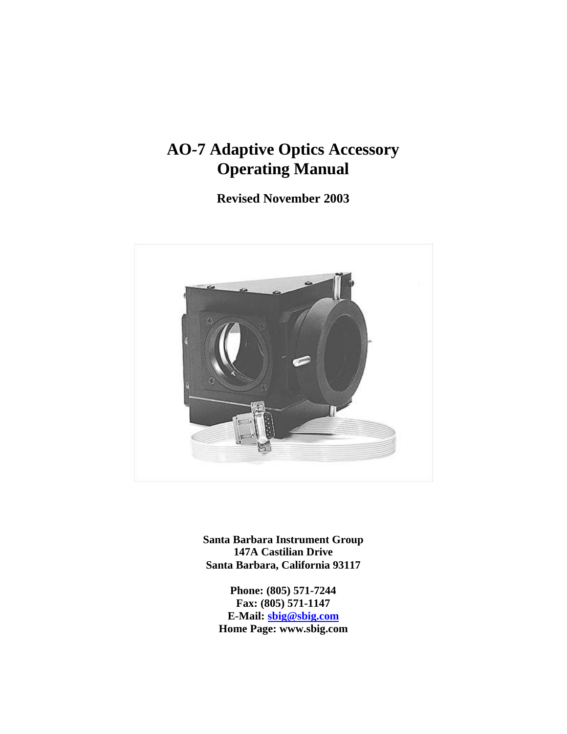# AO-7 Adaptive Optics Accessory Operating Manual

**Revised November 2003**

**Santa Barbara Instrument Group**
**147A Castilian Drive**
**Santa Barbara, California 93117**

**Phone: (805) 571-7244**
**Fax: (805) 571-1147**
**E-Mail: sbig@sbig.com**
**Home Page: www.sbig.com**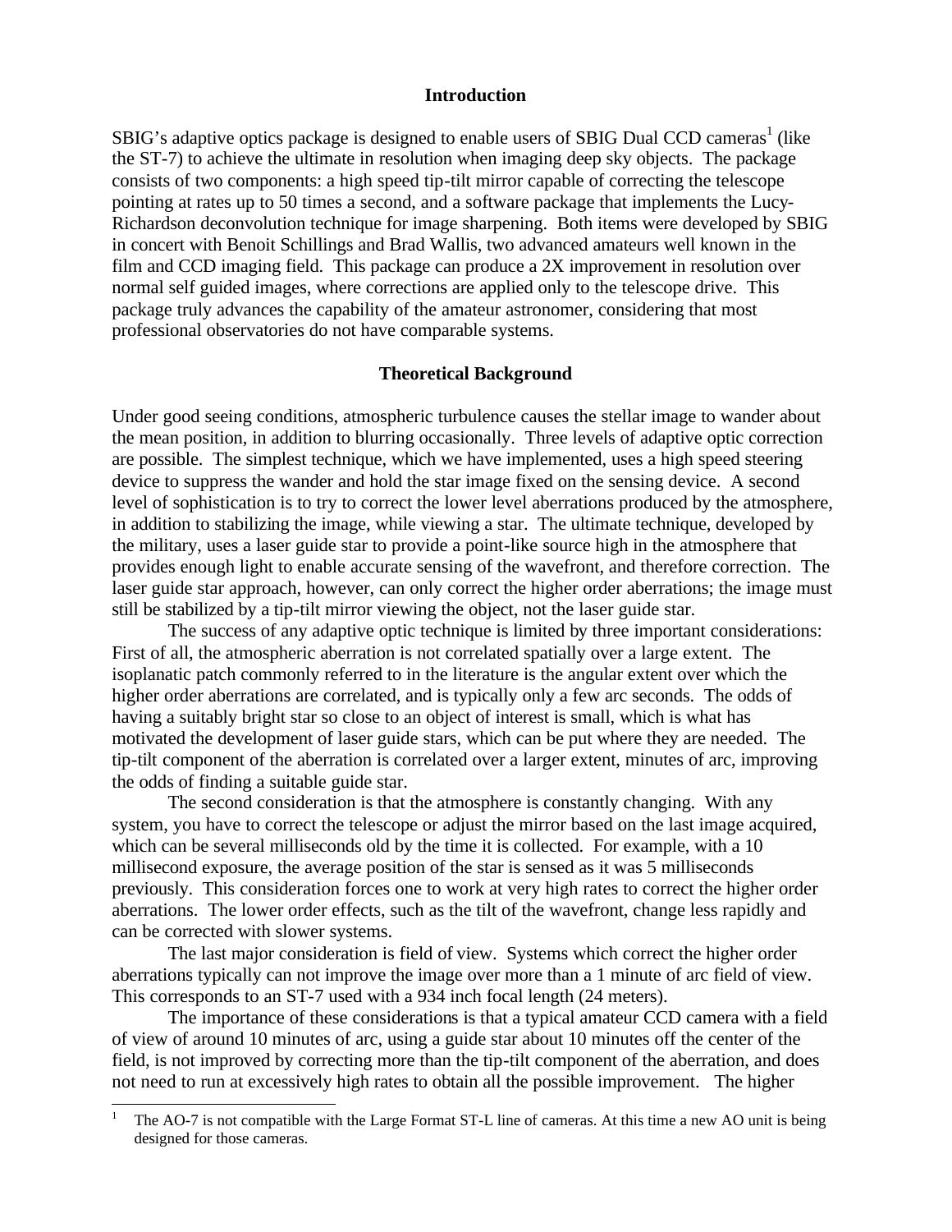## Introduction

SBIG's adaptive optics package is designed to enable users of SBIG Dual CCD cameras[1] (like the ST-7) to achieve the ultimate in resolution when imaging deep sky objects. The package consists of two components: a high speed tip-tilt mirror capable of correcting the telescope pointing at rates up to 50 times a second, and a software package that implements the Lucy-Richardson deconvolution technique for image sharpening. Both items were developed by SBIG in concert with Benoit Schillings and Brad Wallis, two advanced amateurs well known in the film and CCD imaging field. This package can produce a 2X improvement in resolution over normal self guided images, where corrections are applied only to the telescope drive. This package truly advances the capability of the amateur astronomer, considering that most professional observatories do not have comparable systems.

## Theoretical Background

Under good seeing conditions, atmospheric turbulence causes the stellar image to wander about the mean position, in addition to blurring occasionally. Three levels of adaptive optic correction are possible. The simplest technique, which we have implemented, uses a high speed steering device to suppress the wander and hold the star image fixed on the sensing device. A second level of sophistication is to try to correct the lower level aberrations produced by the atmosphere, in addition to stabilizing the image, while viewing a star. The ultimate technique, developed by the military, uses a laser guide star to provide a point-like source high in the atmosphere that provides enough light to enable accurate sensing of the wavefront, and therefore correction. The laser guide star approach, however, can only correct the higher order aberrations; the image must still be stabilized by a tip-tilt mirror viewing the object, not the laser guide star.

The success of any adaptive optic technique is limited by three important considerations: First of all, the atmospheric aberration is not correlated spatially over a large extent. The isoplanatic patch commonly referred to in the literature is the angular extent over which the higher order aberrations are correlated, and is typically only a few arc seconds. The odds of having a suitably bright star so close to an object of interest is small, which is what has motivated the development of laser guide stars, which can be put where they are needed. The tip-tilt component of the aberration is correlated over a larger extent, minutes of arc, improving the odds of finding a suitable guide star.

The second consideration is that the atmosphere is constantly changing. With any system, you have to correct the telescope or adjust the mirror based on the last image acquired, which can be several milliseconds old by the time it is collected. For example, with a 10 millisecond exposure, the average position of the star is sensed as it was 5 milliseconds previously. This consideration forces one to work at very high rates to correct the higher order aberrations. The lower order effects, such as the tilt of the wavefront, change less rapidly and can be corrected with slower systems.

The last major consideration is field of view. Systems which correct the higher order aberrations typically can not improve the image over more than a 1 minute of arc field of view. This corresponds to an ST-7 used with a 934 inch focal length (24 meters).

The importance of these considerations is that a typical amateur CCD camera with a field of view of around 10 minutes of arc, using a guide star about 10 minutes off the center of the field, is not improved by correcting more than the tip-tilt component of the aberration, and does not need to run at excessively high rates to obtain all the possible improvement. The higher

---

[1] The AO-7 is not compatible with the Large Format ST-L line of cameras. At this time a new AO unit is being designed for those cameras.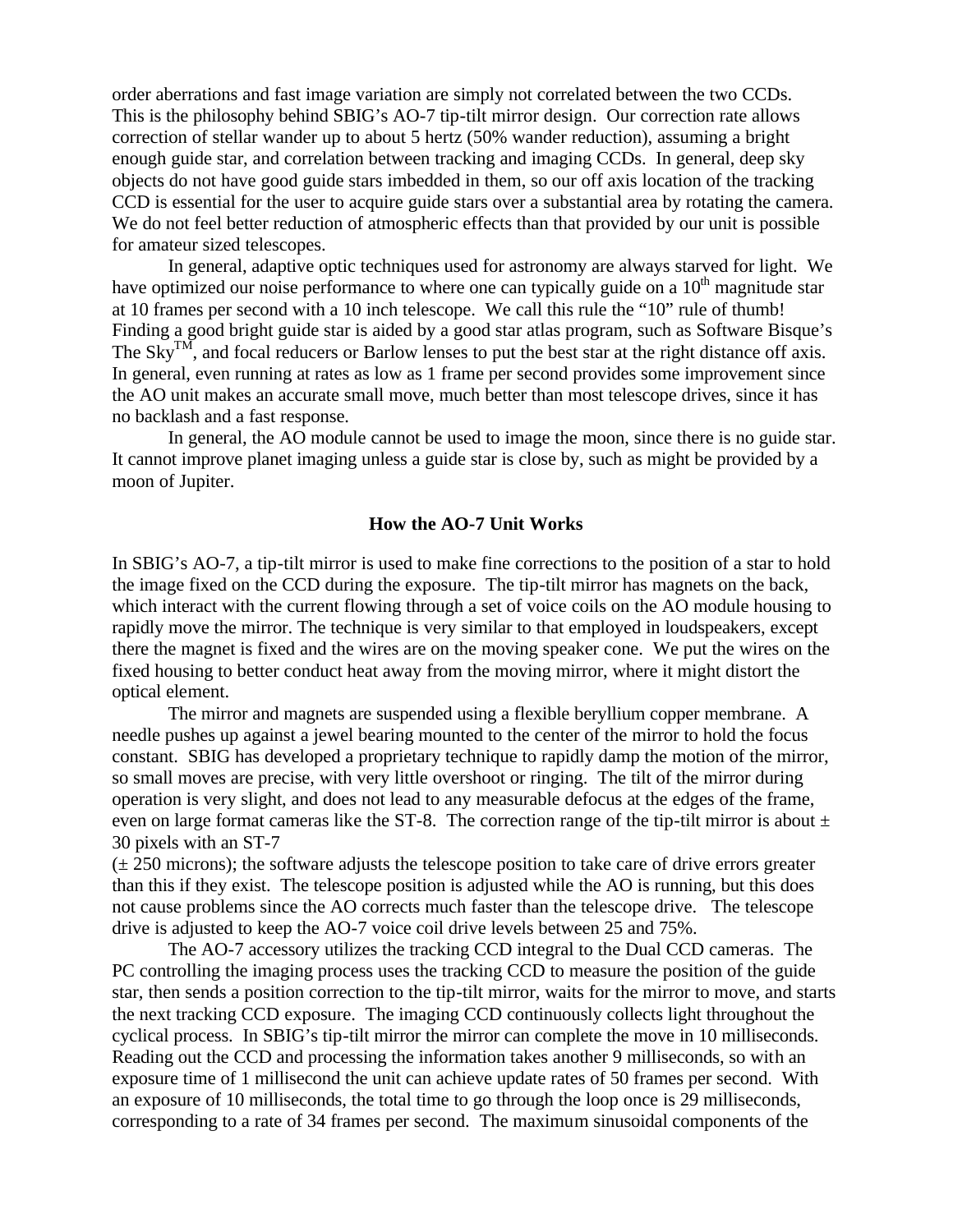order aberrations and fast image variation are simply not correlated between the two CCDs. This is the philosophy behind SBIG's AO-7 tip-tilt mirror design. Our correction rate allows correction of stellar wander up to about 5 hertz (50% wander reduction), assuming a bright enough guide star, and correlation between tracking and imaging CCDs. In general, deep sky objects do not have good guide stars imbedded in them, so our off axis location of the tracking CCD is essential for the user to acquire guide stars over a substantial area by rotating the camera. We do not feel better reduction of atmospheric effects than that provided by our unit is possible for amateur sized telescopes.

In general, adaptive optic techniques used for astronomy are always starved for light. We have optimized our noise performance to where one can typically guide on a $10^{th}$ magnitude star at 10 frames per second with a 10 inch telescope. We call this rule the "10" rule of thumb! Finding a good bright guide star is aided by a good star atlas program, such as Software Bisque's The Sky™, and focal reducers or Barlow lenses to put the best star at the right distance off axis. In general, even running at rates as low as 1 frame per second provides some improvement since the AO unit makes an accurate small move, much better than most telescope drives, since it has no backlash and a fast response.

In general, the AO module cannot be used to image the moon, since there is no guide star. It cannot improve planet imaging unless a guide star is close by, such as might be provided by a moon of Jupiter.

## How the AO-7 Unit Works

In SBIG's AO-7, a tip-tilt mirror is used to make fine corrections to the position of a star to hold the image fixed on the CCD during the exposure. The tip-tilt mirror has magnets on the back, which interact with the current flowing through a set of voice coils on the AO module housing to rapidly move the mirror. The technique is very similar to that employed in loudspeakers, except there the magnet is fixed and the wires are on the moving speaker cone. We put the wires on the fixed housing to better conduct heat away from the moving mirror, where it might distort the optical element.

The mirror and magnets are suspended using a flexible beryllium copper membrane. A needle pushes up against a jewel bearing mounted to the center of the mirror to hold the focus constant. SBIG has developed a proprietary technique to rapidly damp the motion of the mirror, so small moves are precise, with very little overshoot or ringing. The tilt of the mirror during operation is very slight, and does not lead to any measurable defocus at the edges of the frame, even on large format cameras like the ST-8. The correction range of the tip-tilt mirror is about ± 30 pixels with an ST-7 (± 250 microns); the software adjusts the telescope position to take care of drive errors greater than this if they exist. The telescope position is adjusted while the AO is running, but this does not cause problems since the AO corrects much faster than the telescope drive. The telescope drive is adjusted to keep the AO-7 voice coil drive levels between 25 and 75%.

The AO-7 accessory utilizes the tracking CCD integral to the Dual CCD cameras. The PC controlling the imaging process uses the tracking CCD to measure the position of the guide star, then sends a position correction to the tip-tilt mirror, waits for the mirror to move, and starts the next tracking CCD exposure. The imaging CCD continuously collects light throughout the cyclical process. In SBIG's tip-tilt mirror the mirror can complete the move in 10 milliseconds. Reading out the CCD and processing the information takes another 9 milliseconds, so with an exposure time of 1 millisecond the unit can achieve update rates of 50 frames per second. With an exposure of 10 milliseconds, the total time to go through the loop once is 29 milliseconds, corresponding to a rate of 34 frames per second. The maximum sinusoidal components of the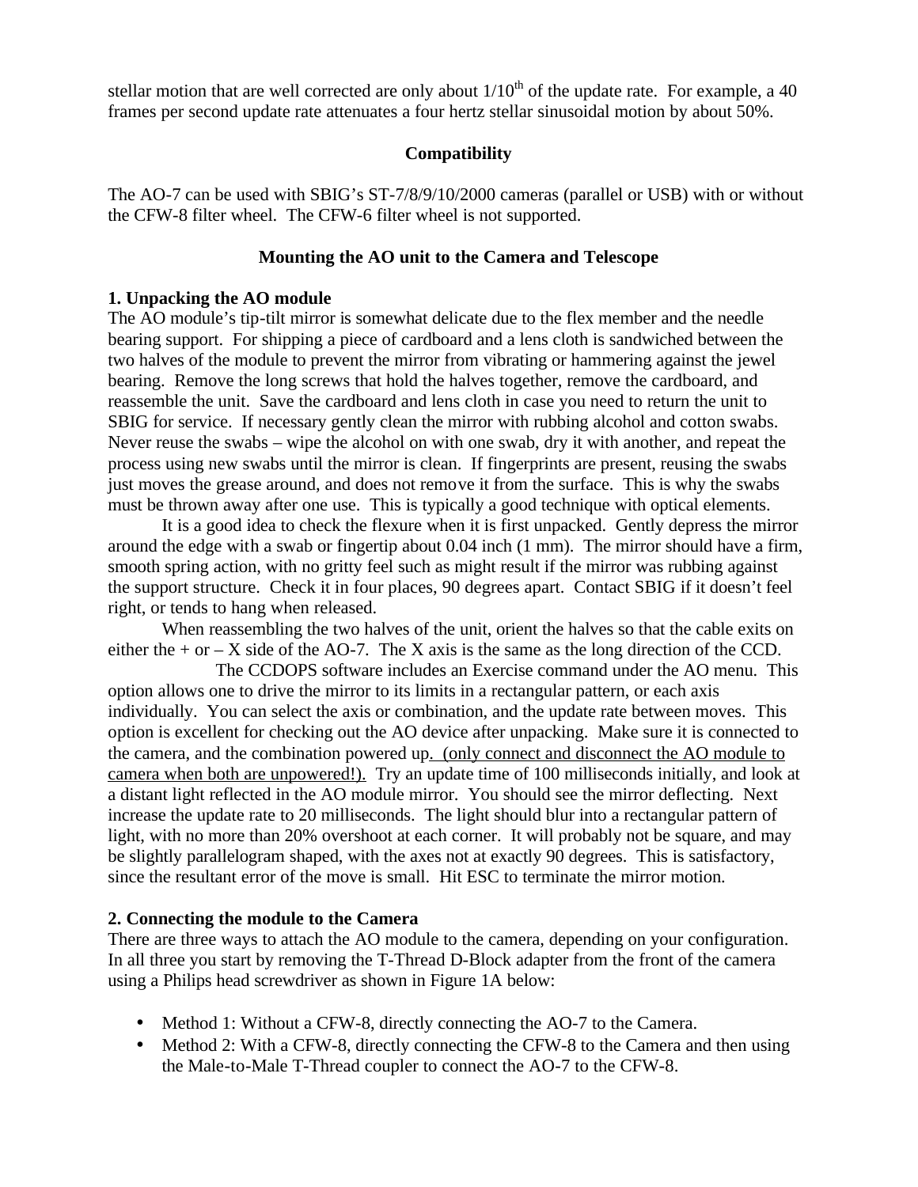stellar motion that are well corrected are only about 1/10$^{th}$ of the update rate. For example, a 40 frames per second update rate attenuates a four hertz stellar sinusoidal motion by about 50%.

## Compatibility

The AO-7 can be used with SBIG's ST-7/8/9/10/2000 cameras (parallel or USB) with or without the CFW-8 filter wheel. The CFW-6 filter wheel is not supported.

## Mounting the AO unit to the Camera and Telescope

### 1. Unpacking the AO module

The AO module's tip-tilt mirror is somewhat delicate due to the flex member and the needle bearing support. For shipping a piece of cardboard and a lens cloth is sandwiched between the two halves of the module to prevent the mirror from vibrating or hammering against the jewel bearing. Remove the long screws that hold the halves together, remove the cardboard, and reassemble the unit. Save the cardboard and lens cloth in case you need to return the unit to SBIG for service. If necessary gently clean the mirror with rubbing alcohol and cotton swabs. Never reuse the swabs – wipe the alcohol on with one swab, dry it with another, and repeat the process using new swabs until the mirror is clean. If fingerprints are present, reusing the swabs just moves the grease around, and does not remove it from the surface. This is why the swabs must be thrown away after one use. This is typically a good technique with optical elements.

It is a good idea to check the flexure when it is first unpacked. Gently depress the mirror around the edge with a swab or fingertip about 0.04 inch (1 mm). The mirror should have a firm, smooth spring action, with no gritty feel such as might result if the mirror was rubbing against the support structure. Check it in four places, 90 degrees apart. Contact SBIG if it doesn't feel right, or tends to hang when released.

When reassembling the two halves of the unit, orient the halves so that the cable exits on either the + or – X side of the AO-7. The X axis is the same as the long direction of the CCD.

The CCDOPS software includes an Exercise command under the AO menu. This option allows one to drive the mirror to its limits in a rectangular pattern, or each axis individually. You can select the axis or combination, and the update rate between moves. This option is excellent for checking out the AO device after unpacking. Make sure it is connected to the camera, and the combination powered up. (only connect and disconnect the AO module to camera when both are unpowered!). Try an update time of 100 milliseconds initially, and look at a distant light reflected in the AO module mirror. You should see the mirror deflecting. Next increase the update rate to 20 milliseconds. The light should blur into a rectangular pattern of light, with no more than 20% overshoot at each corner. It will probably not be square, and may be slightly parallelogram shaped, with the axes not at exactly 90 degrees. This is satisfactory, since the resultant error of the move is small. Hit ESC to terminate the mirror motion.

### 2. Connecting the module to the Camera

There are three ways to attach the AO module to the camera, depending on your configuration. In all three you start by removing the T-Thread D-Block adapter from the front of the camera using a Philips head screwdriver as shown in Figure 1A below:

- Method 1: Without a CFW-8, directly connecting the AO-7 to the Camera.
- Method 2: With a CFW-8, directly connecting the CFW-8 to the Camera and then using the Male-to-Male T-Thread coupler to connect the AO-7 to the CFW-8.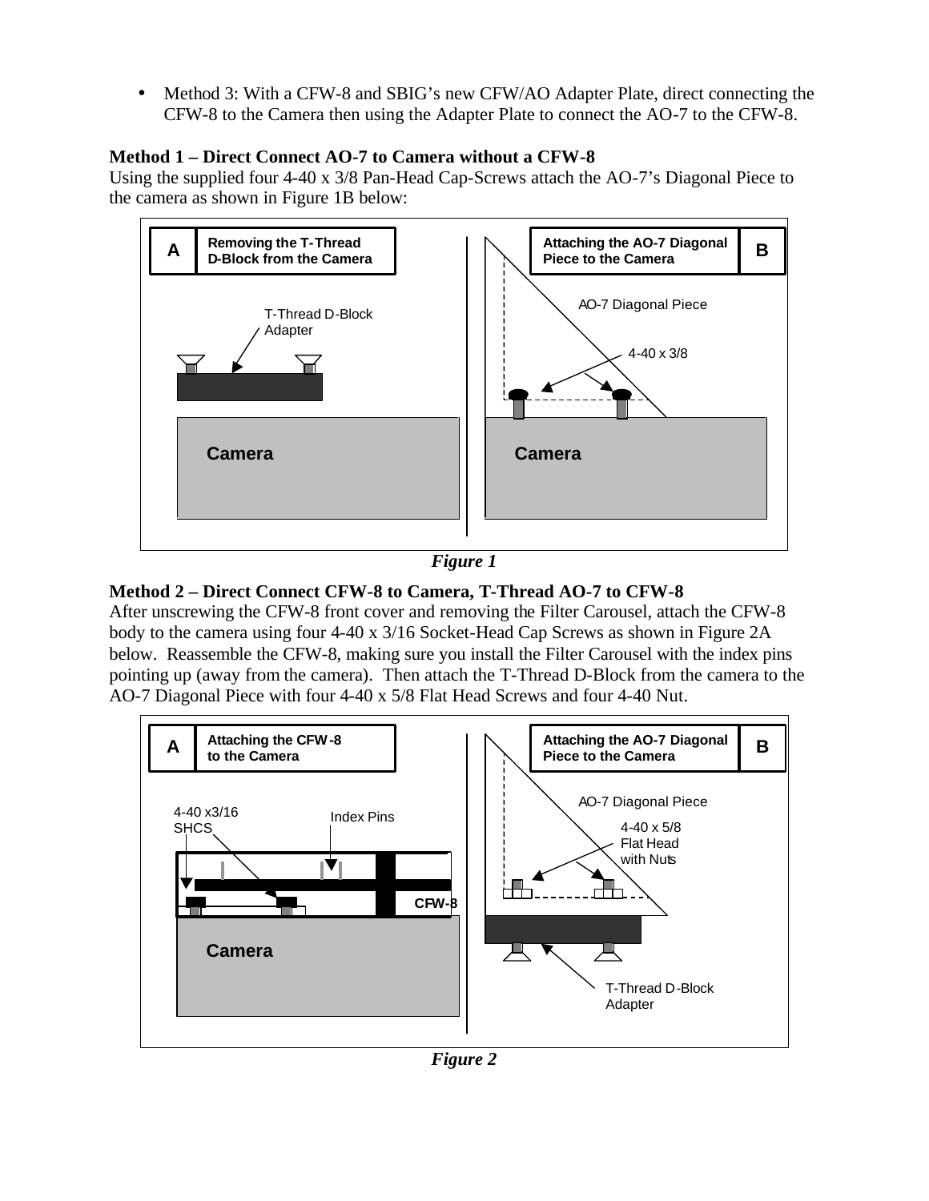- Method 3: With a CFW-8 and SBIG's new CFW/AO Adapter Plate, direct connecting the CFW-8 to the Camera then using the Adapter Plate to connect the AO-7 to the CFW-8.

**Method 1 – Direct Connect AO-7 to Camera without a CFW-8**

Using the supplied four 4-40 x 3/8 Pan-Head Cap-Screws attach the AO-7's Diagonal Piece to the camera as shown in Figure 1B below:

*Figure 1*

**Method 2 – Direct Connect CFW-8 to Camera, T-Thread AO-7 to CFW-8**

After unscrewing the CFW-8 front cover and removing the Filter Carousel, attach the CFW-8 body to the camera using four 4-40 x 3/16 Socket-Head Cap Screws as shown in Figure 2A below. Reassemble the CFW-8, making sure you install the Filter Carousel with the index pins pointing up (away from the camera). Then attach the T-Thread D-Block from the camera to the AO-7 Diagonal Piece with four 4-40 x 5/8 Flat Head Screws and four 4-40 Nut.

*Figure 2*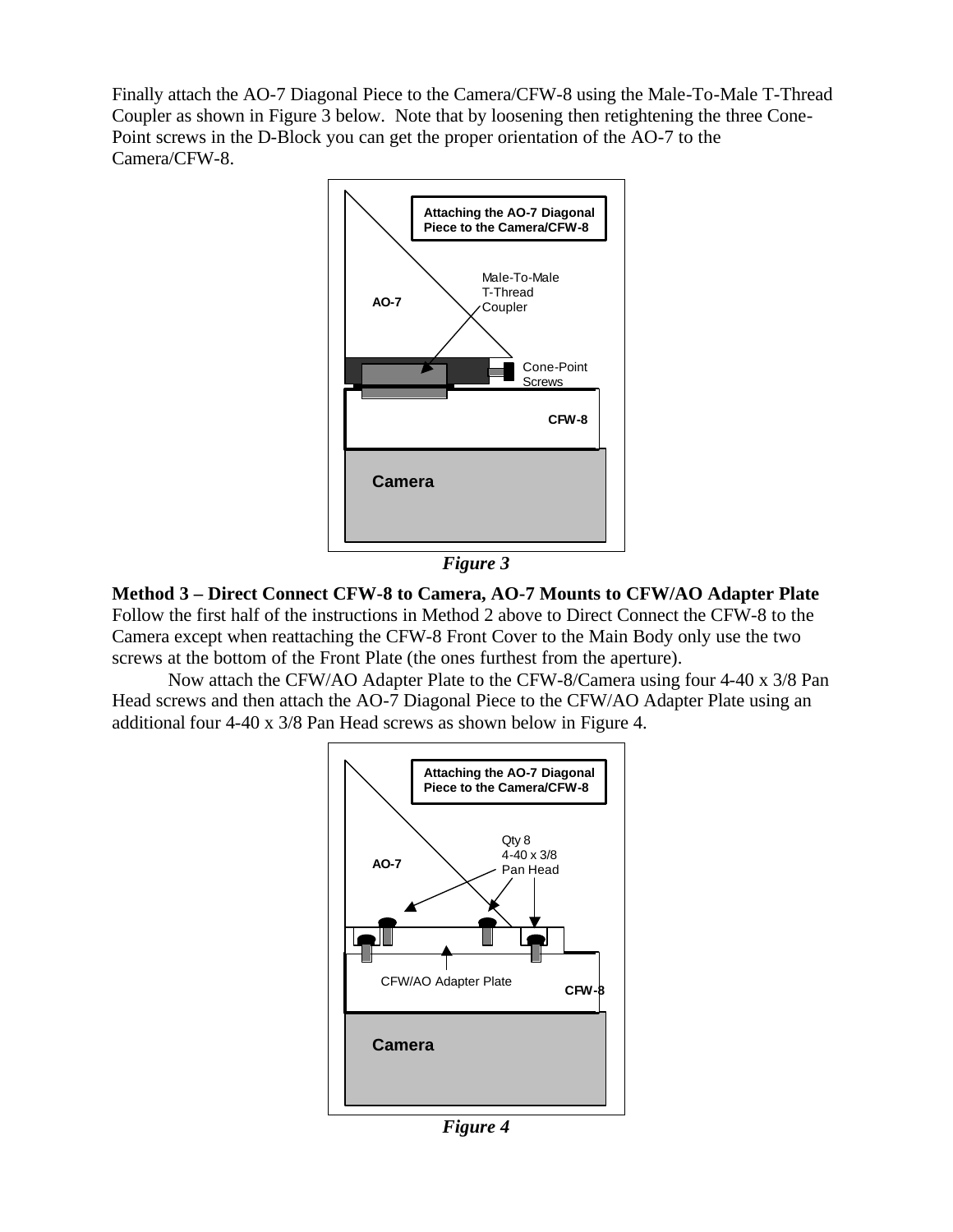Finally attach the AO-7 Diagonal Piece to the Camera/CFW-8 using the Male-To-Male T-Thread Coupler as shown in Figure 3 below. Note that by loosening then retightening the three Cone-Point screws in the D-Block you can get the proper orientation of the AO-7 to the Camera/CFW-8.

***Figure 3***

**Method 3 – Direct Connect CFW-8 to Camera, AO-7 Mounts to CFW/AO Adapter Plate**
Follow the first half of the instructions in Method 2 above to Direct Connect the CFW-8 to the Camera except when reattaching the CFW-8 Front Cover to the Main Body only use the two screws at the bottom of the Front Plate (the ones furthest from the aperture).

Now attach the CFW/AO Adapter Plate to the CFW-8/Camera using four 4-40 x 3/8 Pan Head screws and then attach the AO-7 Diagonal Piece to the CFW/AO Adapter Plate using an additional four 4-40 x 3/8 Pan Head screws as shown below in Figure 4.

***Figure 4***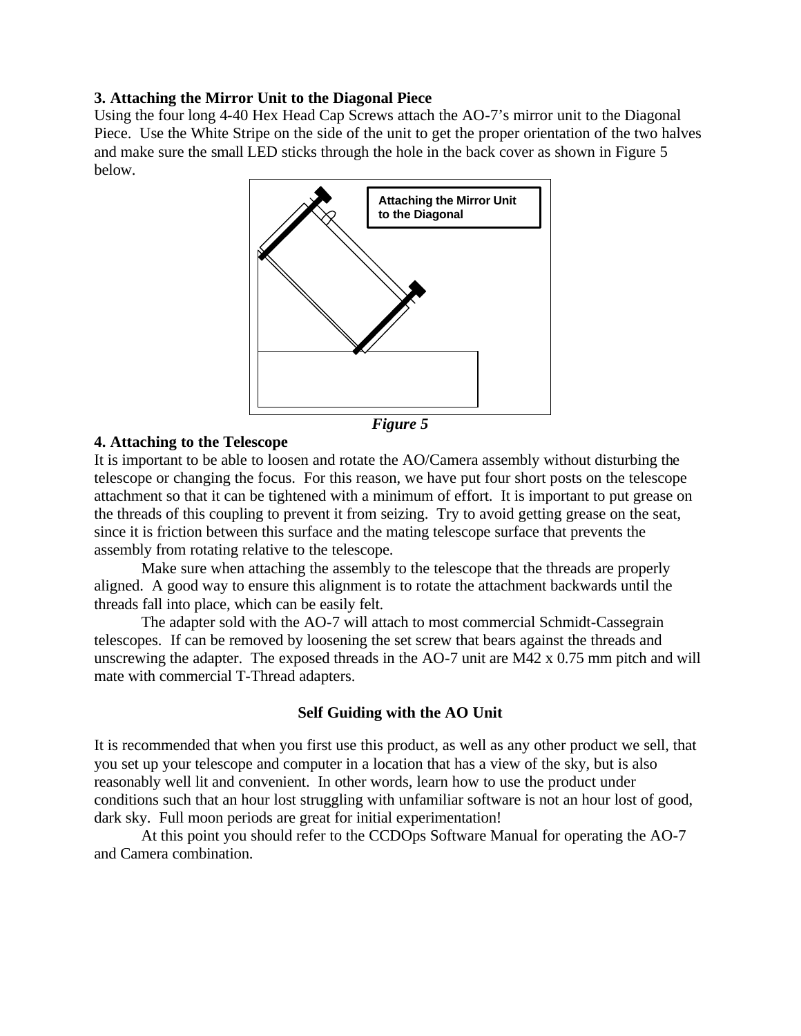### 3. Attaching the Mirror Unit to the Diagonal Piece

Using the four long 4-40 Hex Head Cap Screws attach the AO-7's mirror unit to the Diagonal Piece. Use the White Stripe on the side of the unit to get the proper orientation of the two halves and make sure the small LED sticks through the hole in the back cover as shown in Figure 5 below.

Attaching the Mirror Unit to the Diagonal

***Figure 5***

### 4. Attaching to the Telescope

It is important to be able to loosen and rotate the AO/Camera assembly without disturbing the telescope or changing the focus. For this reason, we have put four short posts on the telescope attachment so that it can be tightened with a minimum of effort. It is important to put grease on the threads of this coupling to prevent it from seizing. Try to avoid getting grease on the seat, since it is friction between this surface and the mating telescope surface that prevents the assembly from rotating relative to the telescope.

Make sure when attaching the assembly to the telescope that the threads are properly aligned. A good way to ensure this alignment is to rotate the attachment backwards until the threads fall into place, which can be easily felt.

The adapter sold with the AO-7 will attach to most commercial Schmidt-Cassegrain telescopes. If can be removed by loosening the set screw that bears against the threads and unscrewing the adapter. The exposed threads in the AO-7 unit are M42 x 0.75 mm pitch and will mate with commercial T-Thread adapters.

## Self Guiding with the AO Unit

It is recommended that when you first use this product, as well as any other product we sell, that you set up your telescope and computer in a location that has a view of the sky, but is also reasonably well lit and convenient. In other words, learn how to use the product under conditions such that an hour lost struggling with unfamiliar software is not an hour lost of good, dark sky. Full moon periods are great for initial experimentation!

At this point you should refer to the CCDOps Software Manual for operating the AO-7 and Camera combination.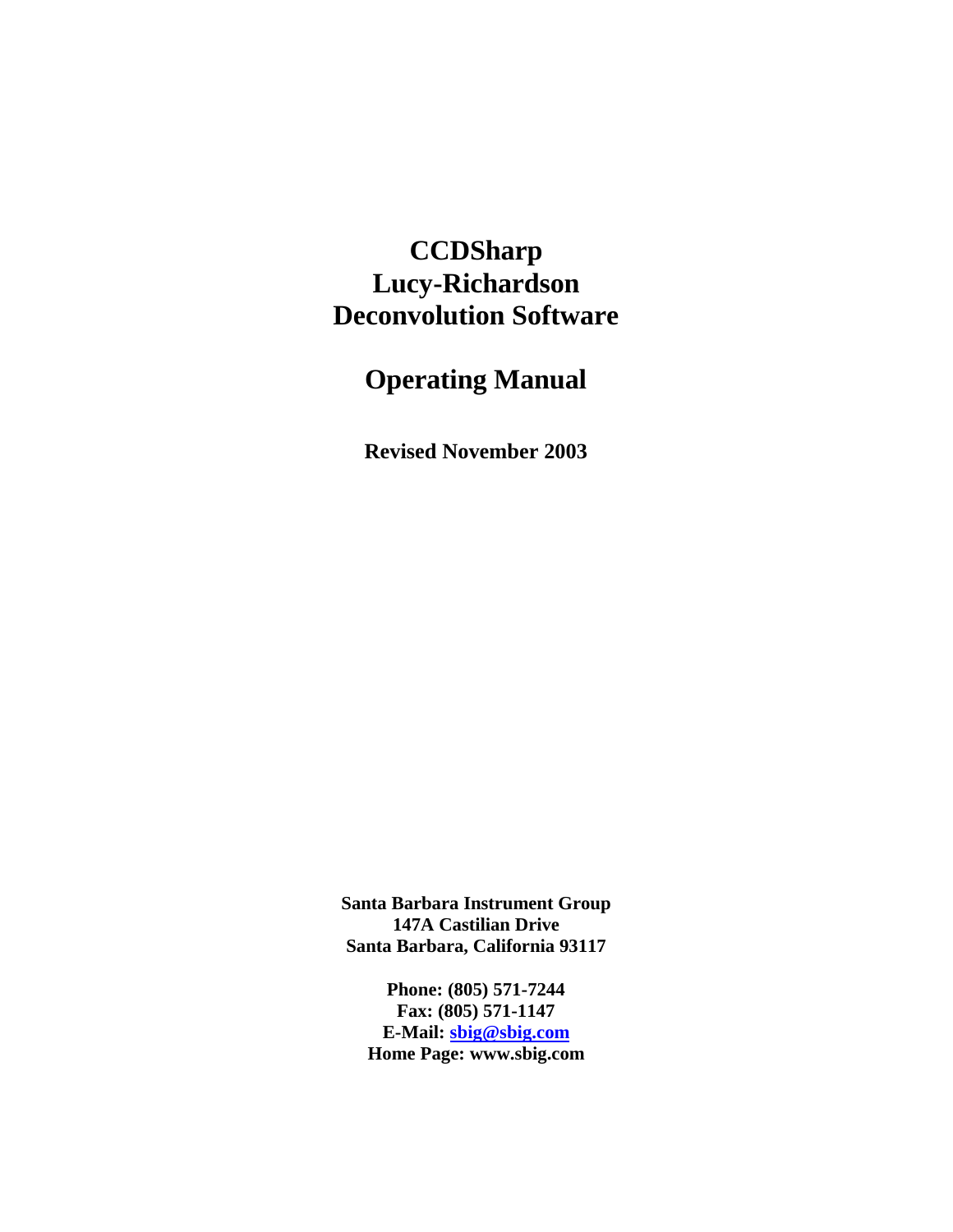# CCDSharp Lucy-Richardson Deconvolution Software

# Operating Manual

**Revised November 2003**

**Santa Barbara Instrument Group**
**147A Castilian Drive**
**Santa Barbara, California 93117**

**Phone: (805) 571-7244**
**Fax: (805) 571-1147**
**E-Mail: sbig@sbig.com**
**Home Page: www.sbig.com**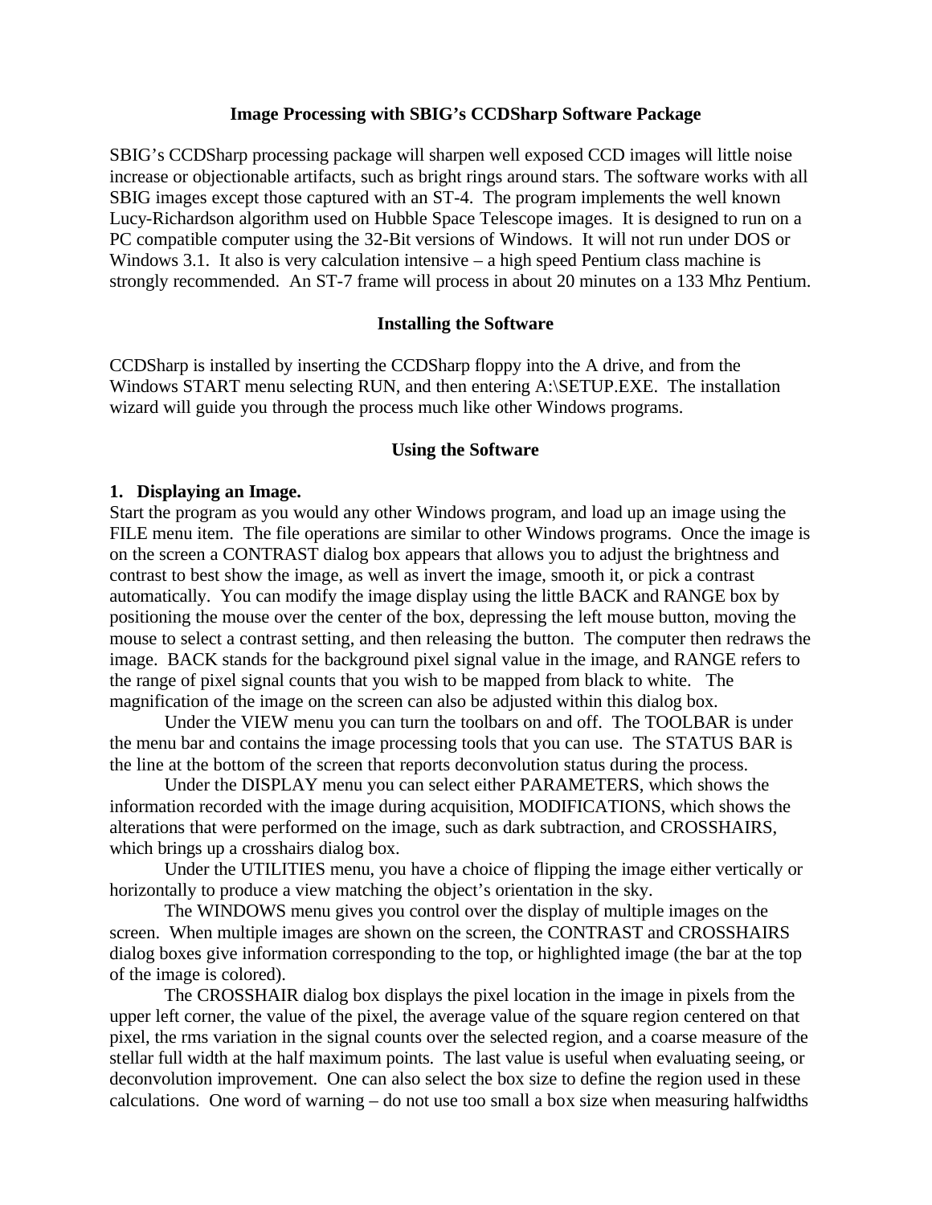## Image Processing with SBIG's CCDSharp Software Package

SBIG's CCDSharp processing package will sharpen well exposed CCD images will little noise increase or objectionable artifacts, such as bright rings around stars. The software works with all SBIG images except those captured with an ST-4. The program implements the well known Lucy-Richardson algorithm used on Hubble Space Telescope images. It is designed to run on a PC compatible computer using the 32-Bit versions of Windows. It will not run under DOS or Windows 3.1. It also is very calculation intensive – a high speed Pentium class machine is strongly recommended. An ST-7 frame will process in about 20 minutes on a 133 Mhz Pentium.

## Installing the Software

CCDSharp is installed by inserting the CCDSharp floppy into the A drive, and from the Windows START menu selecting RUN, and then entering A:\SETUP.EXE. The installation wizard will guide you through the process much like other Windows programs.

## Using the Software

### 1. Displaying an Image.

Start the program as you would any other Windows program, and load up an image using the FILE menu item. The file operations are similar to other Windows programs. Once the image is on the screen a CONTRAST dialog box appears that allows you to adjust the brightness and contrast to best show the image, as well as invert the image, smooth it, or pick a contrast automatically. You can modify the image display using the little BACK and RANGE box by positioning the mouse over the center of the box, depressing the left mouse button, moving the mouse to select a contrast setting, and then releasing the button. The computer then redraws the image. BACK stands for the background pixel signal value in the image, and RANGE refers to the range of pixel signal counts that you wish to be mapped from black to white. The magnification of the image on the screen can also be adjusted within this dialog box.

Under the VIEW menu you can turn the toolbars on and off. The TOOLBAR is under the menu bar and contains the image processing tools that you can use. The STATUS BAR is the line at the bottom of the screen that reports deconvolution status during the process.

Under the DISPLAY menu you can select either PARAMETERS, which shows the information recorded with the image during acquisition, MODIFICATIONS, which shows the alterations that were performed on the image, such as dark subtraction, and CROSSHAIRS, which brings up a crosshairs dialog box.

Under the UTILITIES menu, you have a choice of flipping the image either vertically or horizontally to produce a view matching the object's orientation in the sky.

The WINDOWS menu gives you control over the display of multiple images on the screen. When multiple images are shown on the screen, the CONTRAST and CROSSHAIRS dialog boxes give information corresponding to the top, or highlighted image (the bar at the top of the image is colored).

The CROSSHAIR dialog box displays the pixel location in the image in pixels from the upper left corner, the value of the pixel, the average value of the square region centered on that pixel, the rms variation in the signal counts over the selected region, and a coarse measure of the stellar full width at the half maximum points. The last value is useful when evaluating seeing, or deconvolution improvement. One can also select the box size to define the region used in these calculations. One word of warning – do not use too small a box size when measuring halfwidths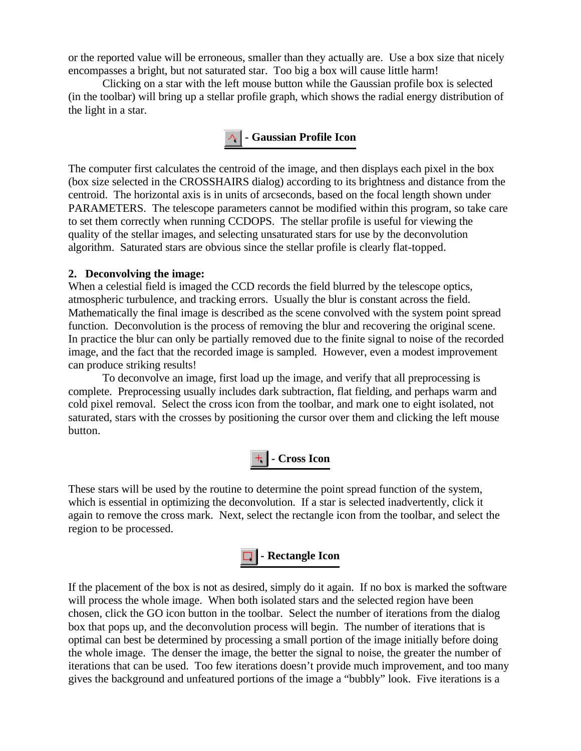or the reported value will be erroneous, smaller than they actually are. Use a box size that nicely encompasses a bright, but not saturated star. Too big a box will cause little harm!

Clicking on a star with the left mouse button while the Gaussian profile box is selected (in the toolbar) will bring up a stellar profile graph, which shows the radial energy distribution of the light in a star.

**- Gaussian Profile Icon**

The computer first calculates the centroid of the image, and then displays each pixel in the box (box size selected in the CROSSHAIRS dialog) according to its brightness and distance from the centroid. The horizontal axis is in units of arcseconds, based on the focal length shown under PARAMETERS. The telescope parameters cannot be modified within this program, so take care to set them correctly when running CCDOPS. The stellar profile is useful for viewing the quality of the stellar images, and selecting unsaturated stars for use by the deconvolution algorithm. Saturated stars are obvious since the stellar profile is clearly flat-topped.

**2. Deconvolving the image:**

When a celestial field is imaged the CCD records the field blurred by the telescope optics, atmospheric turbulence, and tracking errors. Usually the blur is constant across the field. Mathematically the final image is described as the scene convolved with the system point spread function. Deconvolution is the process of removing the blur and recovering the original scene. In practice the blur can only be partially removed due to the finite signal to noise of the recorded image, and the fact that the recorded image is sampled. However, even a modest improvement can produce striking results!

To deconvolve an image, first load up the image, and verify that all preprocessing is complete. Preprocessing usually includes dark subtraction, flat fielding, and perhaps warm and cold pixel removal. Select the cross icon from the toolbar, and mark one to eight isolated, not saturated, stars with the crosses by positioning the cursor over them and clicking the left mouse button.

**- Cross Icon**

These stars will be used by the routine to determine the point spread function of the system, which is essential in optimizing the deconvolution. If a star is selected inadvertently, click it again to remove the cross mark. Next, select the rectangle icon from the toolbar, and select the region to be processed.

**- Rectangle Icon**

If the placement of the box is not as desired, simply do it again. If no box is marked the software will process the whole image. When both isolated stars and the selected region have been chosen, click the GO icon button in the toolbar. Select the number of iterations from the dialog box that pops up, and the deconvolution process will begin. The number of iterations that is optimal can best be determined by processing a small portion of the image initially before doing the whole image. The denser the image, the better the signal to noise, the greater the number of iterations that can be used. Too few iterations doesn't provide much improvement, and too many gives the background and unfeatured portions of the image a "bubbly" look. Five iterations is a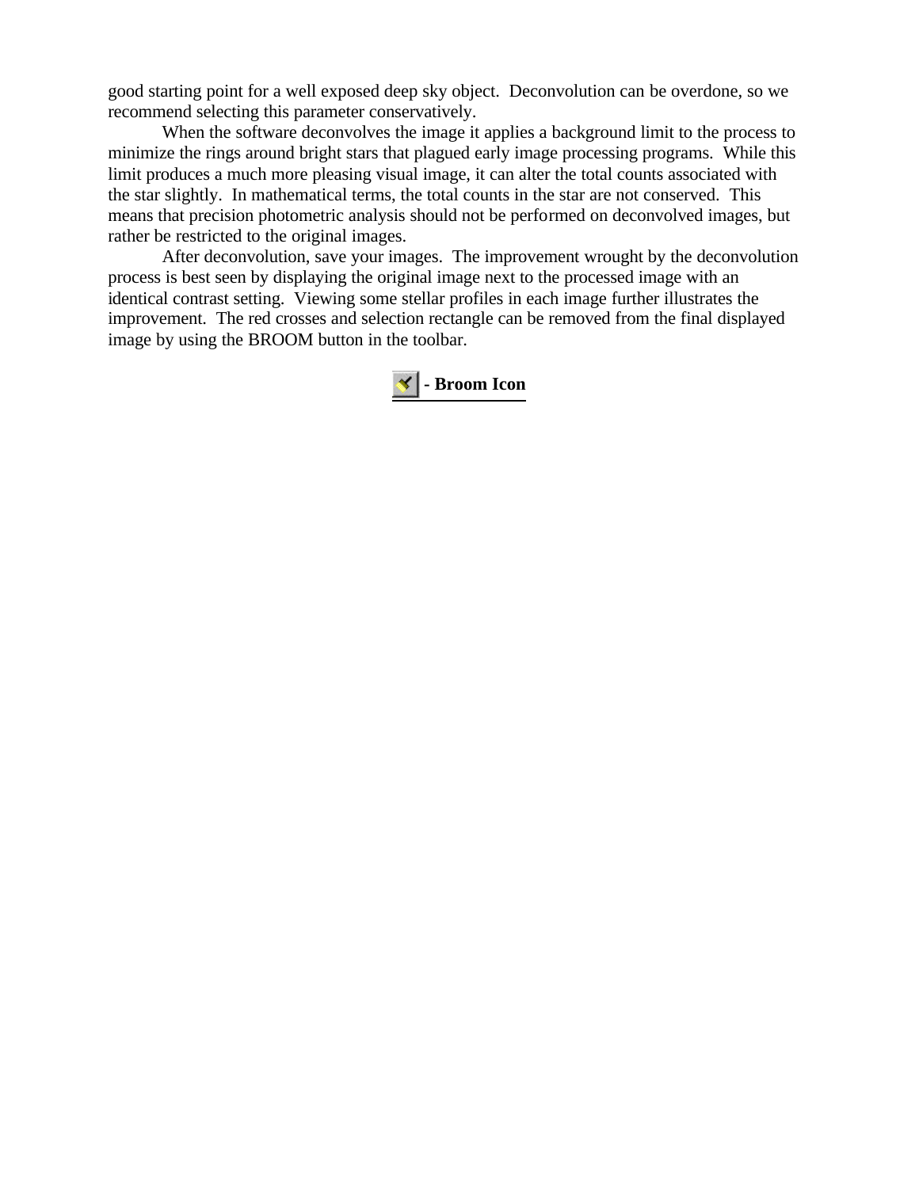good starting point for a well exposed deep sky object.  Deconvolution can be overdone, so we recommend selecting this parameter conservatively.

When the software deconvolves the image it applies a background limit to the process to minimize the rings around bright stars that plagued early image processing programs.  While this limit produces a much more pleasing visual image, it can alter the total counts associated with the star slightly.  In mathematical terms, the total counts in the star are not conserved.  This means that precision photometric analysis should not be performed on deconvolved images, but rather be restricted to the original images.

After deconvolution, save your images.  The improvement wrought by the deconvolution process is best seen by displaying the original image next to the processed image with an identical contrast setting.  Viewing some stellar profiles in each image further illustrates the improvement.  The red crosses and selection rectangle can be removed from the final displayed image by using the BROOM button in the toolbar.

**- Broom Icon**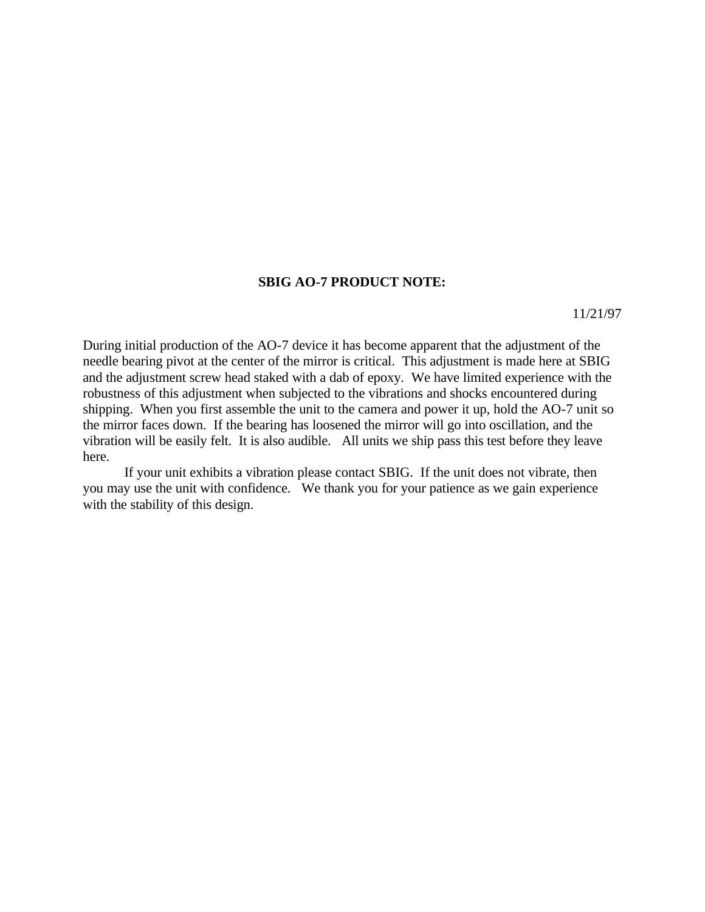**SBIG AO-7 PRODUCT NOTE:**

11/21/97

During initial production of the AO-7 device it has become apparent that the adjustment of the needle bearing pivot at the center of the mirror is critical. This adjustment is made here at SBIG and the adjustment screw head staked with a dab of epoxy. We have limited experience with the robustness of this adjustment when subjected to the vibrations and shocks encountered during shipping. When you first assemble the unit to the camera and power it up, hold the AO-7 unit so the mirror faces down. If the bearing has loosened the mirror will go into oscillation, and the vibration will be easily felt. It is also audible. All units we ship pass this test before they leave here.

If your unit exhibits a vibration please contact SBIG. If the unit does not vibrate, then you may use the unit with confidence. We thank you for your patience as we gain experience with the stability of this design.